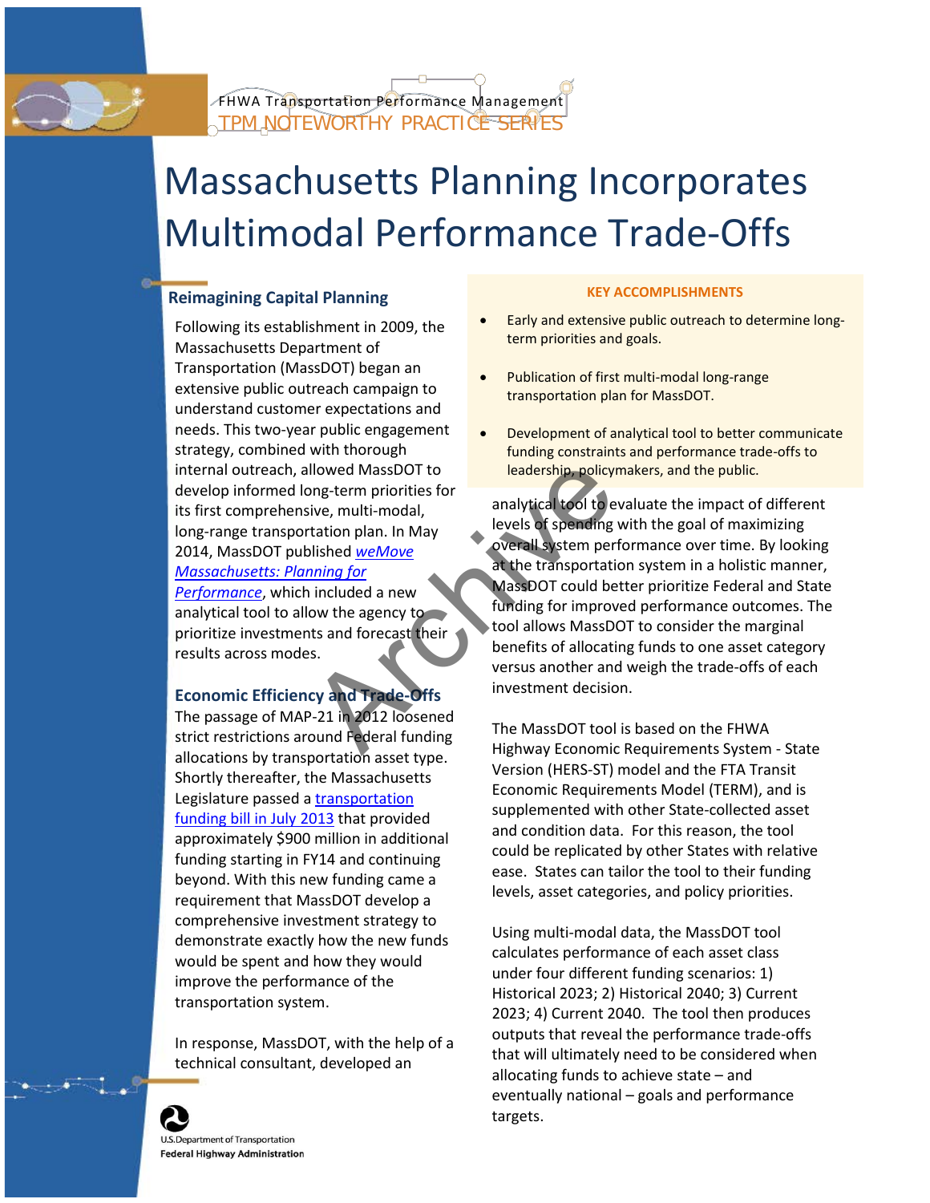FHWA Transportation Performance Management
TPM NOTEWORTHY PRACTICE SERIES

# Massachusetts Planning Incorporates Multimodal Performance Trade-Offs

**KEY ACCOMPLISHMENTS**

- Early and extensive public outreach to determine long-term priorities and goals.
- Publication of first multi-modal long-range transportation plan for MassDOT.
- Development of analytical tool to better communicate funding constraints and performance trade-offs to leadership, policymakers, and the public.

## Reimagining Capital Planning

Following its establishment in 2009, the Massachusetts Department of Transportation (MassDOT) began an extensive public outreach campaign to understand customer expectations and needs. This two-year public engagement strategy, combined with thorough internal outreach, allowed MassDOT to develop informed long-term priorities for its first comprehensive, multi-modal, long-range transportation plan. In May 2014, MassDOT published *weMove Massachusetts: Planning for Performance*, which included a new analytical tool to allow the agency to prioritize investments and forecast their results across modes.

## Economic Efficiency and Trade-Offs

The passage of MAP-21 in 2012 loosened strict restrictions around Federal funding allocations by transportation asset type. Shortly thereafter, the Massachusetts Legislature passed a transportation funding bill in July 2013 that provided approximately $900 million in additional funding starting in FY14 and continuing beyond. With this new funding came a requirement that MassDOT develop a comprehensive investment strategy to demonstrate exactly how the new funds would be spent and how they would improve the performance of the transportation system.

In response, MassDOT, with the help of a technical consultant, developed an analytical tool to evaluate the impact of different levels of spending with the goal of maximizing overall system performance over time. By looking at the transportation system in a holistic manner, MassDOT could better prioritize Federal and State funding for improved performance outcomes. The tool allows MassDOT to consider the marginal benefits of allocating funds to one asset category versus another and weigh the trade-offs of each investment decision.

The MassDOT tool is based on the FHWA Highway Economic Requirements System - State Version (HERS-ST) model and the FTA Transit Economic Requirements Model (TERM), and is supplemented with other State-collected asset and condition data. For this reason, the tool could be replicated by other States with relative ease. States can tailor the tool to their funding levels, asset categories, and policy priorities.

Using multi-modal data, the MassDOT tool calculates performance of each asset class under four different funding scenarios: 1) Historical 2023; 2) Historical 2040; 3) Current 2023; 4) Current 2040. The tool then produces outputs that reveal the performance trade-offs that will ultimately need to be considered when allocating funds to achieve state – and eventually national – goals and performance targets.

U.S. Department of Transportation
Federal Highway Administration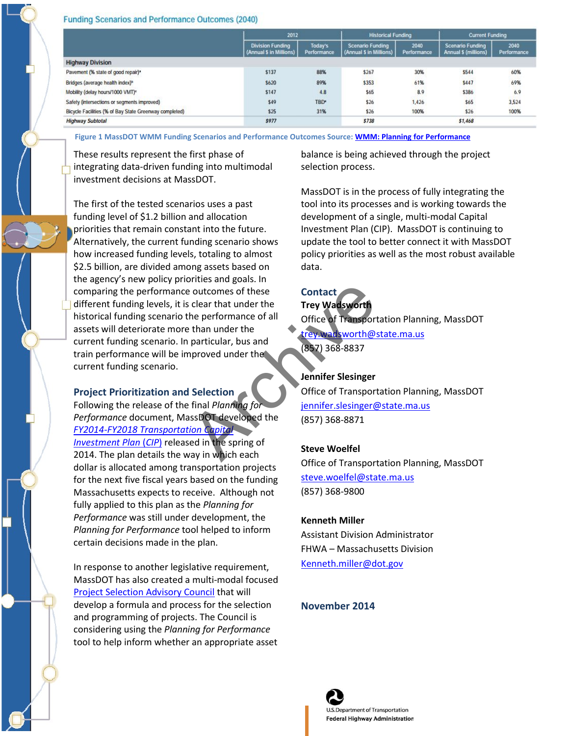## Funding Scenarios and Performance Outcomes (2040)

| | 2012 | | Historical Funding | | Current Funding | |
|---|---|---|---|---|---|---|
| | Division Funding (Annual $ in Millions) | Today's Performance | Scenario Funding (Annual $ in Millions) | 2040 Performance | Scenario Funding Annual $ (millions) | 2040 Performance |
| **Highway Division** | | | | | | |
| Pavement (% state of good repair)[a] | $137 | 88% | $267 | 30% | $544 | 60% |
| Bridges (average health index)[b] | $620 | 89% | $353 | 61% | $447 | 69% |
| Mobility (delay hours/1000 VMT)[c] | $147 | 4.8 | $65 | 8.9 | $386 | 6.9 |
| Safety (intersections or segments improved) | $49 | TBD[e] | $26 | 1,426 | $65 | 3,524 |
| Bicycle Facilities (% of Bay State Greenway completed) | $25 | 31% | $26 | 100% | $26 | 100% |
| ***Highway Subtotal*** | ***$977*** | | ***$738*** | | ***$1,468*** | |

**Figure 1 MassDOT WMM Funding Scenarios and Performance Outcomes Source: WMM: Planning for Performance**

These results represent the first phase of integrating data-driven funding into multimodal investment decisions at MassDOT.

The first of the tested scenarios uses a past funding level of $1.2 billion and allocation priorities that remain constant into the future. Alternatively, the current funding scenario shows how increased funding levels, totaling to almost $2.5 billion, are divided among assets based on the agency's new policy priorities and goals. In comparing the performance outcomes of these different funding levels, it is clear that under the historical funding scenario the performance of all assets will deteriorate more than under the current funding scenario. In particular, bus and train performance will be improved under the current funding scenario.

### Project Prioritization and Selection

Following the release of the final *Planning for Performance* document, MassDOT developed the *FY2014-FY2018 Transportation Capital Investment Plan (CIP)* released in the spring of 2014. The plan details the way in which each dollar is allocated among transportation projects for the next five fiscal years based on the funding Massachusetts expects to receive. Although not fully applied to this plan as the *Planning for Performance* was still under development, the *Planning for Performance* tool helped to inform certain decisions made in the plan.

In response to another legislative requirement, MassDOT has also created a multi-modal focused Project Selection Advisory Council that will develop a formula and process for the selection and programming of projects. The Council is considering using the *Planning for Performance* tool to help inform whether an appropriate asset balance is being achieved through the project selection process.

MassDOT is in the process of fully integrating the tool into its processes and is working towards the development of a single, multi-modal Capital Investment Plan (CIP). MassDOT is continuing to update the tool to better connect it with MassDOT policy priorities as well as the most robust available data.

### Contact

**Trey Wadsworth**
Office of Transportation Planning, MassDOT
trey.wadsworth@state.ma.us
(857) 368-8837

**Jennifer Slesinger**
Office of Transportation Planning, MassDOT
jennifer.slesinger@state.ma.us
(857) 368-8871

**Steve Woelfel**
Office of Transportation Planning, MassDOT
steve.woelfel@state.ma.us
(857) 368-9800

**Kenneth Miller**
Assistant Division Administrator
FHWA – Massachusetts Division
Kenneth.miller@dot.gov

**November 2014**

U.S. Department of Transportation
Federal Highway Administration